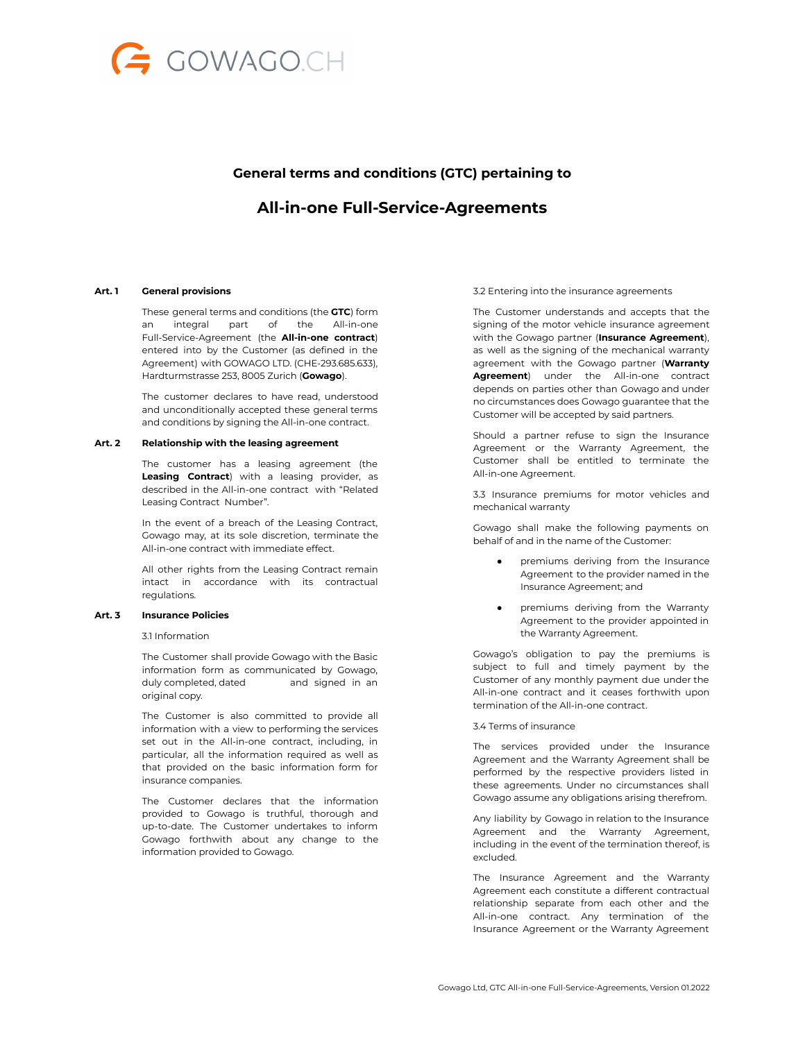# General terms and conditions (GTC) pertaining to

# All-in-one Full-Service-Agreements

## Art. 1 General provisions

These general terms and conditions (the **GTC**) form an integral part of the All-in-one Full-Service-Agreement (the **All-in-one contract**) entered into by the Customer (as defined in the Agreement) with GOWAGO LTD. (CHE-293.685.633), Hardturmstrasse 253, 8005 Zurich (**Gowago**).

The customer declares to have read, understood and unconditionally accepted these general terms and conditions by signing the All-in-one contract.

## Art. 2 Relationship with the leasing agreement

The customer has a leasing agreement (the **Leasing Contract**) with a leasing provider, as described in the All-in-one contract with "Related Leasing Contract Number".

In the event of a breach of the Leasing Contract, Gowago may, at its sole discretion, terminate the All-in-one contract with immediate effect.

All other rights from the Leasing Contract remain intact in accordance with its contractual regulations.

## Art. 3 Insurance Policies

3.1 Information

The Customer shall provide Gowago with the Basic information form as communicated by Gowago, duly completed, dated and signed in an original copy.

The Customer is also committed to provide all information with a view to performing the services set out in the All-in-one contract, including, in particular, all the information required as well as that provided on the basic information form for insurance companies.

The Customer declares that the information provided to Gowago is truthful, thorough and up-to-date. The Customer undertakes to inform Gowago forthwith about any change to the information provided to Gowago.

3.2 Entering into the insurance agreements

The Customer understands and accepts that the signing of the motor vehicle insurance agreement with the Gowago partner (**Insurance Agreement**), as well as the signing of the mechanical warranty agreement with the Gowago partner (**Warranty Agreement**) under the All-in-one contract depends on parties other than Gowago and under no circumstances does Gowago guarantee that the Customer will be accepted by said partners.

Should a partner refuse to sign the Insurance Agreement or the Warranty Agreement, the Customer shall be entitled to terminate the All-in-one Agreement.

3.3 Insurance premiums for motor vehicles and mechanical warranty

Gowago shall make the following payments on behalf of and in the name of the Customer:

- premiums deriving from the Insurance Agreement to the provider named in the Insurance Agreement; and
- premiums deriving from the Warranty Agreement to the provider appointed in the Warranty Agreement.

Gowago's obligation to pay the premiums is subject to full and timely payment by the Customer of any monthly payment due under the All-in-one contract and it ceases forthwith upon termination of the All-in-one contract.

3.4 Terms of insurance

The services provided under the Insurance Agreement and the Warranty Agreement shall be performed by the respective providers listed in these agreements. Under no circumstances shall Gowago assume any obligations arising therefrom.

Any liability by Gowago in relation to the Insurance Agreement and the Warranty Agreement, including in the event of the termination thereof, is excluded.

The Insurance Agreement and the Warranty Agreement each constitute a different contractual relationship separate from each other and the All-in-one contract. Any termination of the Insurance Agreement or the Warranty Agreement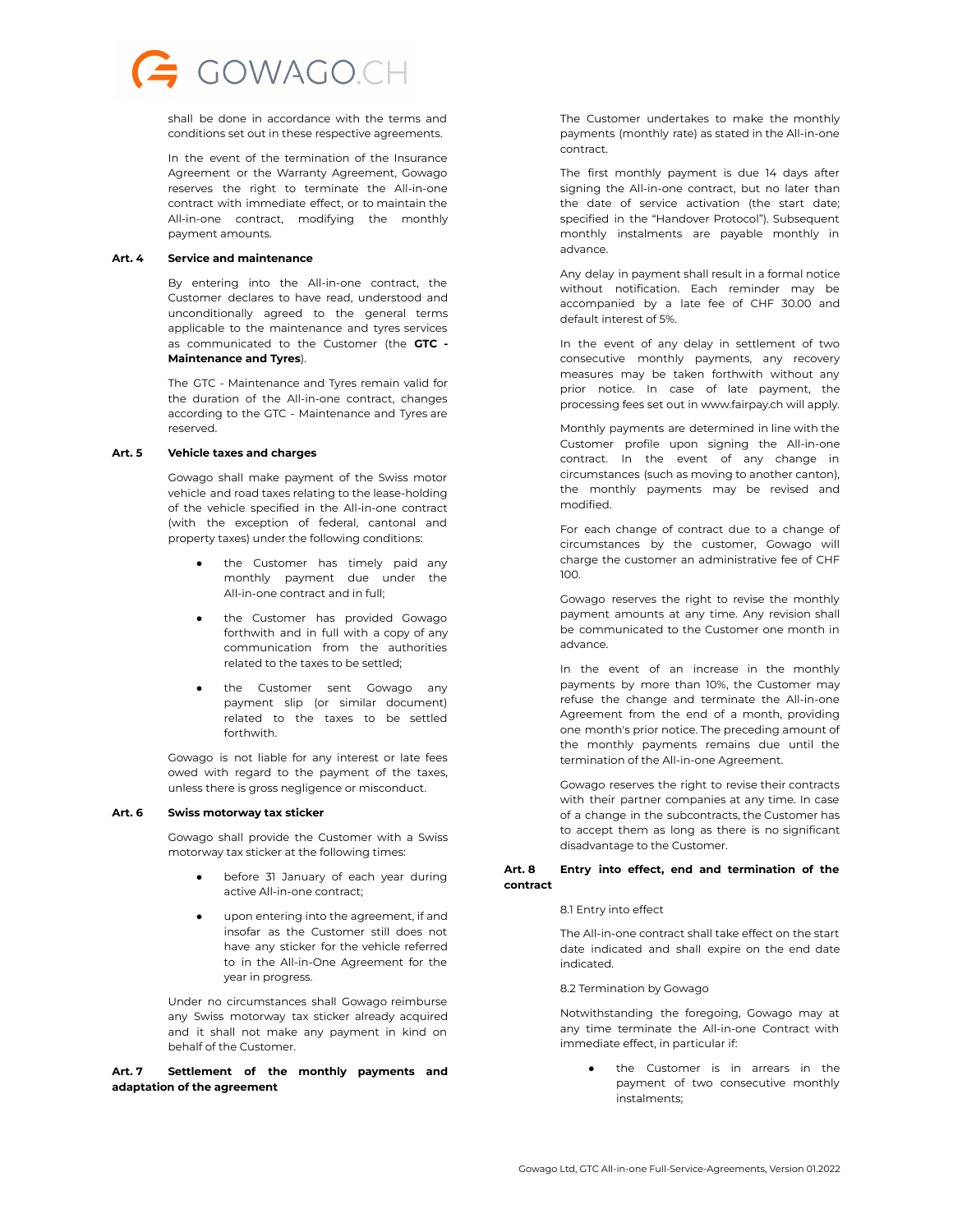shall be done in accordance with the terms and conditions set out in these respective agreements.

In the event of the termination of the Insurance Agreement or the Warranty Agreement, Gowago reserves the right to terminate the All-in-one contract with immediate effect, or to maintain the All-in-one contract, modifying the monthly payment amounts.

### Art. 4 Service and maintenance

By entering into the All-in-one contract, the Customer declares to have read, understood and unconditionally agreed to the general terms applicable to the maintenance and tyres services as communicated to the Customer (the **GTC - Maintenance and Tyres**).

The GTC - Maintenance and Tyres remain valid for the duration of the All-in-one contract, changes according to the GTC - Maintenance and Tyres are reserved.

### Art. 5 Vehicle taxes and charges

Gowago shall make payment of the Swiss motor vehicle and road taxes relating to the lease-holding of the vehicle specified in the All-in-one contract (with the exception of federal, cantonal and property taxes) under the following conditions:

- the Customer has timely paid any monthly payment due under the All-in-one contract and in full;
- the Customer has provided Gowago forthwith and in full with a copy of any communication from the authorities related to the taxes to be settled;
- the Customer sent Gowago any payment slip (or similar document) related to the taxes to be settled forthwith.

Gowago is not liable for any interest or late fees owed with regard to the payment of the taxes, unless there is gross negligence or misconduct.

### Art. 6 Swiss motorway tax sticker

Gowago shall provide the Customer with a Swiss motorway tax sticker at the following times:

- before 31 January of each year during active All-in-one contract;
- upon entering into the agreement, if and insofar as the Customer still does not have any sticker for the vehicle referred to in the All-in-One Agreement for the year in progress.

Under no circumstances shall Gowago reimburse any Swiss motorway tax sticker already acquired and it shall not make any payment in kind on behalf of the Customer.

### Art. 7 Settlement of the monthly payments and adaptation of the agreement

The Customer undertakes to make the monthly payments (monthly rate) as stated in the All-in-one contract.

The first monthly payment is due 14 days after signing the All-in-one contract, but no later than the date of service activation (the start date; specified in the "Handover Protocol"). Subsequent monthly instalments are payable monthly in advance.

Any delay in payment shall result in a formal notice without notification. Each reminder may be accompanied by a late fee of CHF 30.00 and default interest of 5%.

In the event of any delay in settlement of two consecutive monthly payments, any recovery measures may be taken forthwith without any prior notice. In case of late payment, the processing fees set out in www.fairpay.ch will apply.

Monthly payments are determined in line with the Customer profile upon signing the All-in-one contract. In the event of any change in circumstances (such as moving to another canton), the monthly payments may be revised and modified.

For each change of contract due to a change of circumstances by the customer, Gowago will charge the customer an administrative fee of CHF 100.

Gowago reserves the right to revise the monthly payment amounts at any time. Any revision shall be communicated to the Customer one month in advance.

In the event of an increase in the monthly payments by more than 10%, the Customer may refuse the change and terminate the All-in-one Agreement from the end of a month, providing one month's prior notice. The preceding amount of the monthly payments remains due until the termination of the All-in-one Agreement.

Gowago reserves the right to revise their contracts with their partner companies at any time. In case of a change in the subcontracts, the Customer has to accept them as long as there is no significant disadvantage to the Customer.

### Art. 8 Entry into effect, end and termination of the contract

8.1 Entry into effect

The All-in-one contract shall take effect on the start date indicated and shall expire on the end date indicated.

8.2 Termination by Gowago

Notwithstanding the foregoing, Gowago may at any time terminate the All-in-one Contract with immediate effect, in particular if:

- the Customer is in arrears in the payment of two consecutive monthly instalments;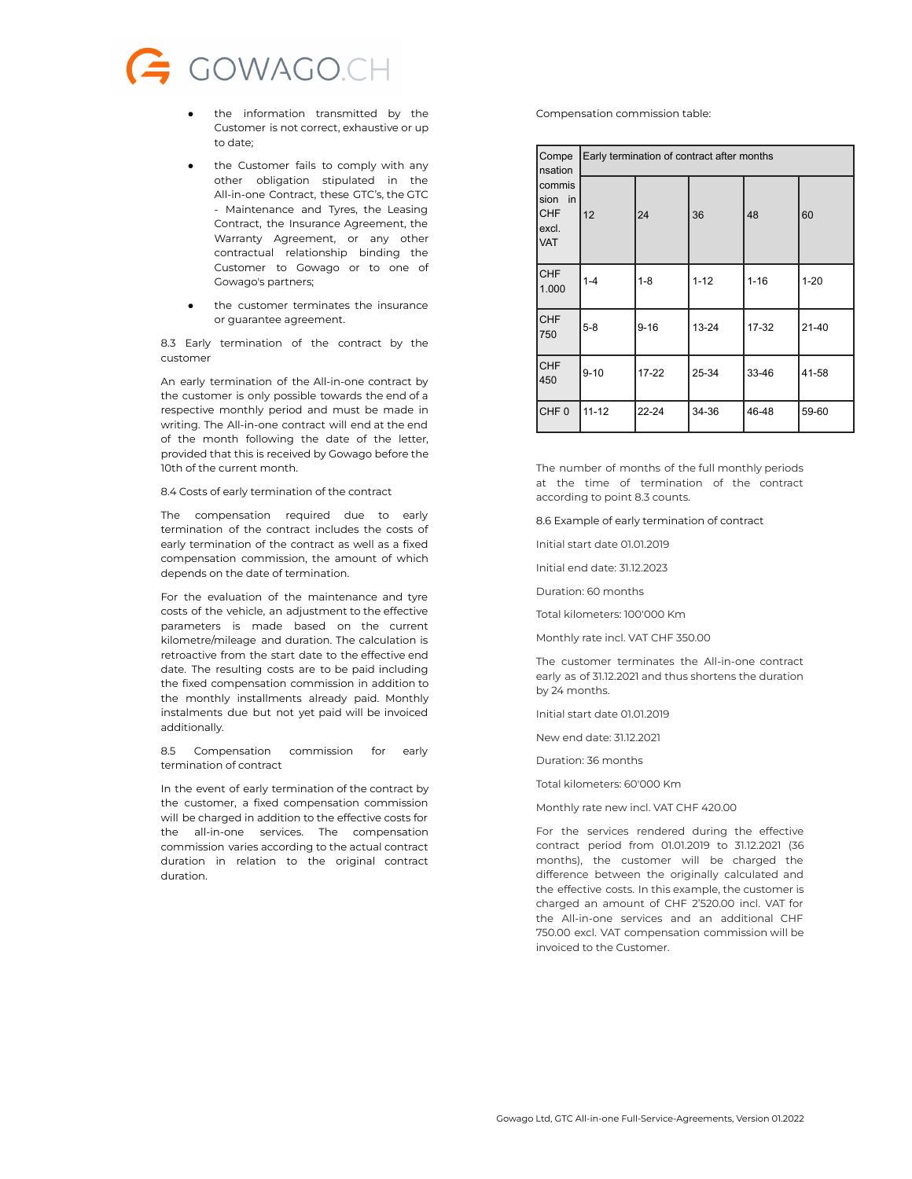- the information transmitted by the Customer is not correct, exhaustive or up to date;
- the Customer fails to comply with any other obligation stipulated in the All-in-one Contract, these GTC's, the GTC - Maintenance and Tyres, the Leasing Contract, the Insurance Agreement, the Warranty Agreement, or any other contractual relationship binding the Customer to Gowago or to one of Gowago's partners;
- the customer terminates the insurance or guarantee agreement.

8.3 Early termination of the contract by the customer

An early termination of the All-in-one contract by the customer is only possible towards the end of a respective monthly period and must be made in writing. The All-in-one contract will end at the end of the month following the date of the letter, provided that this is received by Gowago before the 10th of the current month.

8.4 Costs of early termination of the contract

The compensation required due to early termination of the contract includes the costs of early termination of the contract as well as a fixed compensation commission, the amount of which depends on the date of termination.

For the evaluation of the maintenance and tyre costs of the vehicle, an adjustment to the effective parameters is made based on the current kilometre/mileage and duration. The calculation is retroactive from the start date to the effective end date. The resulting costs are to be paid including the fixed compensation commission in addition to the monthly installments already paid. Monthly instalments due but not yet paid will be invoiced additionally.

8.5 Compensation commission for early termination of contract

In the event of early termination of the contract by the customer, a fixed compensation commission will be charged in addition to the effective costs for the all-in-one services. The compensation commission varies according to the actual contract duration in relation to the original contract duration.

Compensation commission table:

| Compensation commission in CHF excl. VAT | Early termination of contract after months | | | | |
|---|---|---|---|---|---|
| | 12 | 24 | 36 | 48 | 60 |
| CHF 1.000 | 1-4 | 1-8 | 1-12 | 1-16 | 1-20 |
| CHF 750 | 5-8 | 9-16 | 13-24 | 17-32 | 21-40 |
| CHF 450 | 9-10 | 17-22 | 25-34 | 33-46 | 41-58 |
| CHF 0 | 11-12 | 22-24 | 34-36 | 46-48 | 59-60 |

The number of months of the full monthly periods at the time of termination of the contract according to point 8.3 counts.

8.6 Example of early termination of contract

Initial start date 01.01.2019

Initial end date: 31.12.2023

Duration: 60 months

Total kilometers: 100'000 Km

Monthly rate incl. VAT CHF 350.00

The customer terminates the All-in-one contract early as of 31.12.2021 and thus shortens the duration by 24 months.

Initial start date 01.01.2019

New end date: 31.12.2021

Duration: 36 months

Total kilometers: 60'000 Km

Monthly rate new incl. VAT CHF 420.00

For the services rendered during the effective contract period from 01.01.2019 to 31.12.2021 (36 months), the customer will be charged the difference between the originally calculated and the effective costs. In this example, the customer is charged an amount of CHF 2'520.00 incl. VAT for the All-in-one services and an additional CHF 750.00 excl. VAT compensation commission will be invoiced to the Customer.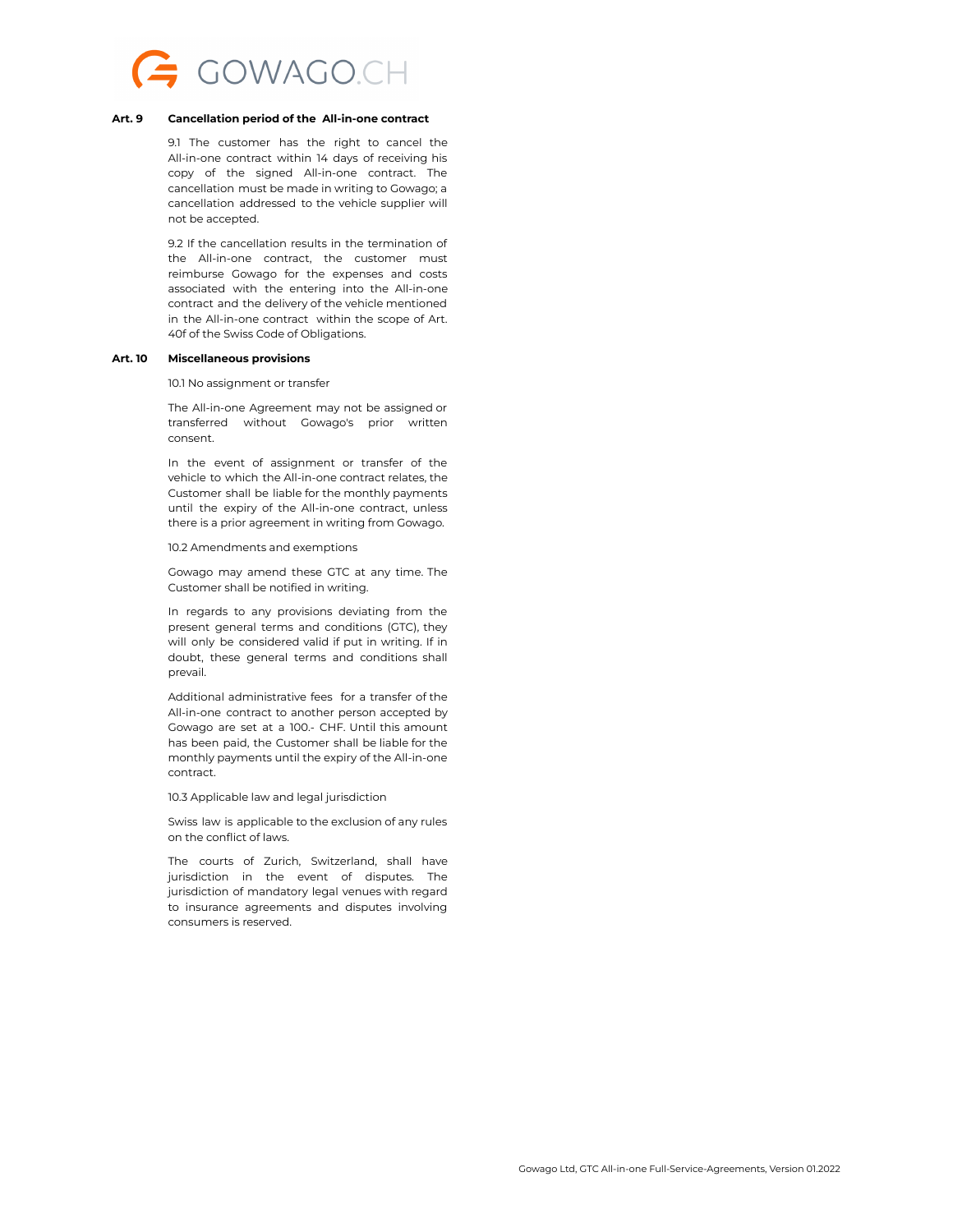## Art. 9 Cancellation period of the All-in-one contract

9.1 The customer has the right to cancel the All-in-one contract within 14 days of receiving his copy of the signed All-in-one contract. The cancellation must be made in writing to Gowago; a cancellation addressed to the vehicle supplier will not be accepted.

9.2 If the cancellation results in the termination of the All-in-one contract, the customer must reimburse Gowago for the expenses and costs associated with the entering into the All-in-one contract and the delivery of the vehicle mentioned in the All-in-one contract within the scope of Art. 40f of the Swiss Code of Obligations.

## Art. 10 Miscellaneous provisions

10.1 No assignment or transfer

The All-in-one Agreement may not be assigned or transferred without Gowago's prior written consent.

In the event of assignment or transfer of the vehicle to which the All-in-one contract relates, the Customer shall be liable for the monthly payments until the expiry of the All-in-one contract, unless there is a prior agreement in writing from Gowago.

10.2 Amendments and exemptions

Gowago may amend these GTC at any time. The Customer shall be notified in writing.

In regards to any provisions deviating from the present general terms and conditions (GTC), they will only be considered valid if put in writing. If in doubt, these general terms and conditions shall prevail.

Additional administrative fees for a transfer of the All-in-one contract to another person accepted by Gowago are set at a 100.- CHF. Until this amount has been paid, the Customer shall be liable for the monthly payments until the expiry of the All-in-one contract.

10.3 Applicable law and legal jurisdiction

Swiss law is applicable to the exclusion of any rules on the conflict of laws.

The courts of Zurich, Switzerland, shall have jurisdiction in the event of disputes. The jurisdiction of mandatory legal venues with regard to insurance agreements and disputes involving consumers is reserved.